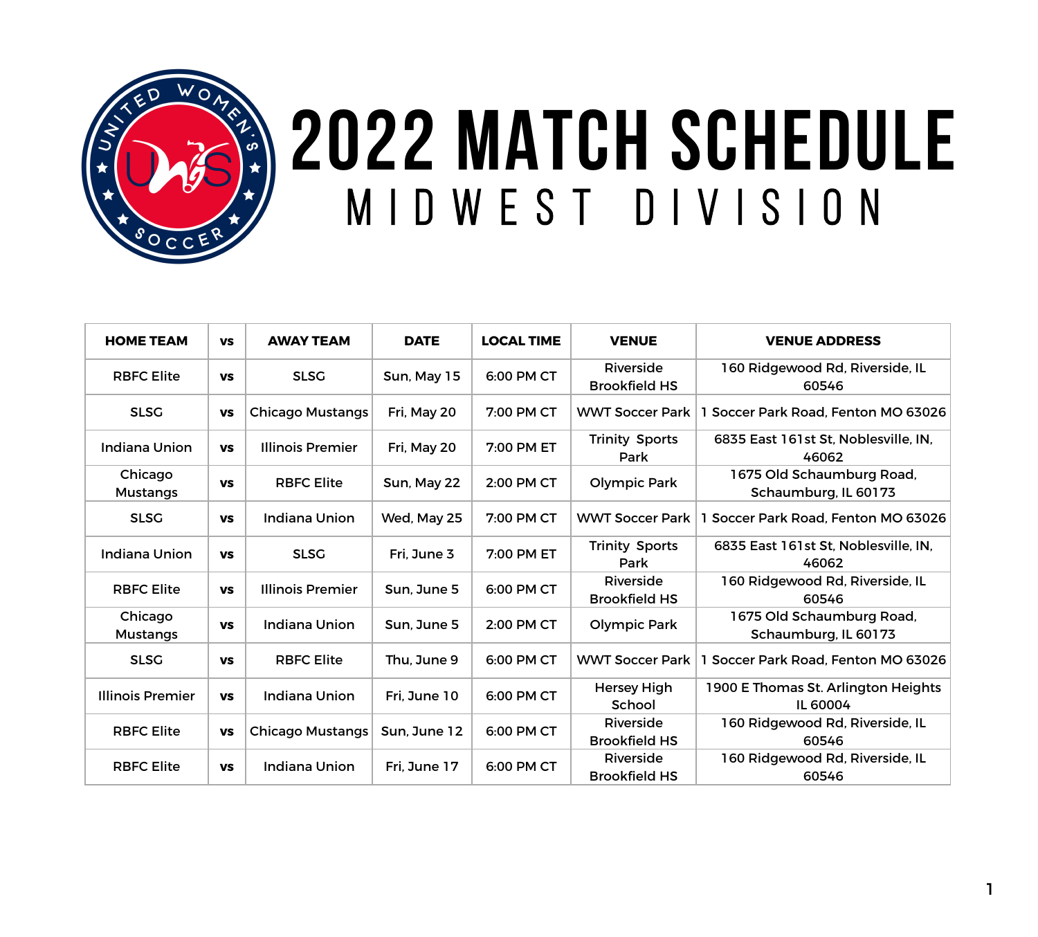# 2022 MATCH SCHEDULE

## MIDWEST DIVISION

| HOME TEAM | vs | AWAY TEAM | DATE | LOCAL TIME | VENUE | VENUE ADDRESS |
|---|---|---|---|---|---|---|
| RBFC Elite | vs | SLSG | Sun, May 15 | 6:00 PM CT | Riverside Brookfield HS | 160 Ridgewood Rd, Riverside, IL 60546 |
| SLSG | vs | Chicago Mustangs | Fri, May 20 | 7:00 PM CT | WWT Soccer Park | 1 Soccer Park Road, Fenton MO 63026 |
| Indiana Union | vs | Illinois Premier | Fri, May 20 | 7:00 PM ET | Trinity Sports Park | 6835 East 161st St, Noblesville, IN, 46062 |
| Chicago Mustangs | vs | RBFC Elite | Sun, May 22 | 2:00 PM CT | Olympic Park | 1675 Old Schaumburg Road, Schaumburg, IL 60173 |
| SLSG | vs | Indiana Union | Wed, May 25 | 7:00 PM CT | WWT Soccer Park | 1 Soccer Park Road, Fenton MO 63026 |
| Indiana Union | vs | SLSG | Fri, June 3 | 7:00 PM ET | Trinity Sports Park | 6835 East 161st St, Noblesville, IN, 46062 |
| RBFC Elite | vs | Illinois Premier | Sun, June 5 | 6:00 PM CT | Riverside Brookfield HS | 160 Ridgewood Rd, Riverside, IL 60546 |
| Chicago Mustangs | vs | Indiana Union | Sun, June 5 | 2:00 PM CT | Olympic Park | 1675 Old Schaumburg Road, Schaumburg, IL 60173 |
| SLSG | vs | RBFC Elite | Thu, June 9 | 6:00 PM CT | WWT Soccer Park | 1 Soccer Park Road, Fenton MO 63026 |
| Illinois Premier | vs | Indiana Union | Fri, June 10 | 6:00 PM CT | Hersey High School | 1900 E Thomas St. Arlington Heights IL 60004 |
| RBFC Elite | vs | Chicago Mustangs | Sun, June 12 | 6:00 PM CT | Riverside Brookfield HS | 160 Ridgewood Rd, Riverside, IL 60546 |
| RBFC Elite | vs | Indiana Union | Fri, June 17 | 6:00 PM CT | Riverside Brookfield HS | 160 Ridgewood Rd, Riverside, IL 60546 |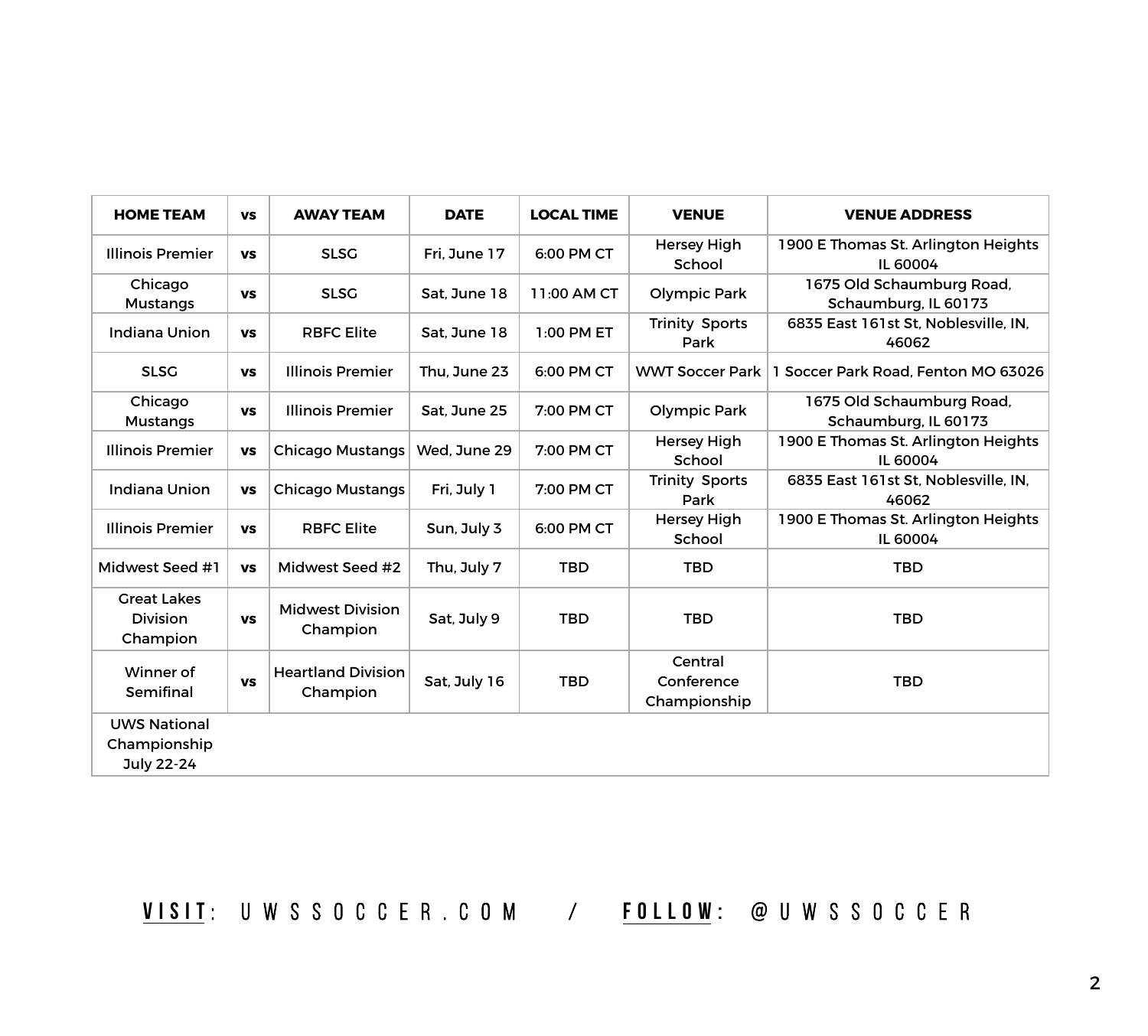| HOME TEAM | vs | AWAY TEAM | DATE | LOCAL TIME | VENUE | VENUE ADDRESS |
|---|---|---|---|---|---|---|
| Illinois Premier | vs | SLSG | Fri, June 17 | 6:00 PM CT | Hersey High School | 1900 E Thomas St. Arlington Heights IL 60004 |
| Chicago Mustangs | vs | SLSG | Sat, June 18 | 11:00 AM CT | Olympic Park | 1675 Old Schaumburg Road, Schaumburg, IL 60173 |
| Indiana Union | vs | RBFC Elite | Sat, June 18 | 1:00 PM ET | Trinity Sports Park | 6835 East 161st St, Noblesville, IN, 46062 |
| SLSG | vs | Illinois Premier | Thu, June 23 | 6:00 PM CT | WWT Soccer Park | 1 Soccer Park Road, Fenton MO 63026 |
| Chicago Mustangs | vs | Illinois Premier | Sat, June 25 | 7:00 PM CT | Olympic Park | 1675 Old Schaumburg Road, Schaumburg, IL 60173 |
| Illinois Premier | vs | Chicago Mustangs | Wed, June 29 | 7:00 PM CT | Hersey High School | 1900 E Thomas St. Arlington Heights IL 60004 |
| Indiana Union | vs | Chicago Mustangs | Fri, July 1 | 7:00 PM CT | Trinity Sports Park | 6835 East 161st St, Noblesville, IN, 46062 |
| Illinois Premier | vs | RBFC Elite | Sun, July 3 | 6:00 PM CT | Hersey High School | 1900 E Thomas St. Arlington Heights IL 60004 |
| Midwest Seed #1 | vs | Midwest Seed #2 | Thu, July 7 | TBD | TBD | TBD |
| Great Lakes Division Champion | vs | Midwest Division Champion | Sat, July 9 | TBD | TBD | TBD |
| Winner of Semifinal | vs | Heartland Division Champion | Sat, July 16 | TBD | Central Conference Championship | TBD |
| UWS National Championship July 22-24 | | | | | | |

**VISIT**: UWSSOCCER.COM / **FOLLOW**: @UWSSOCCER